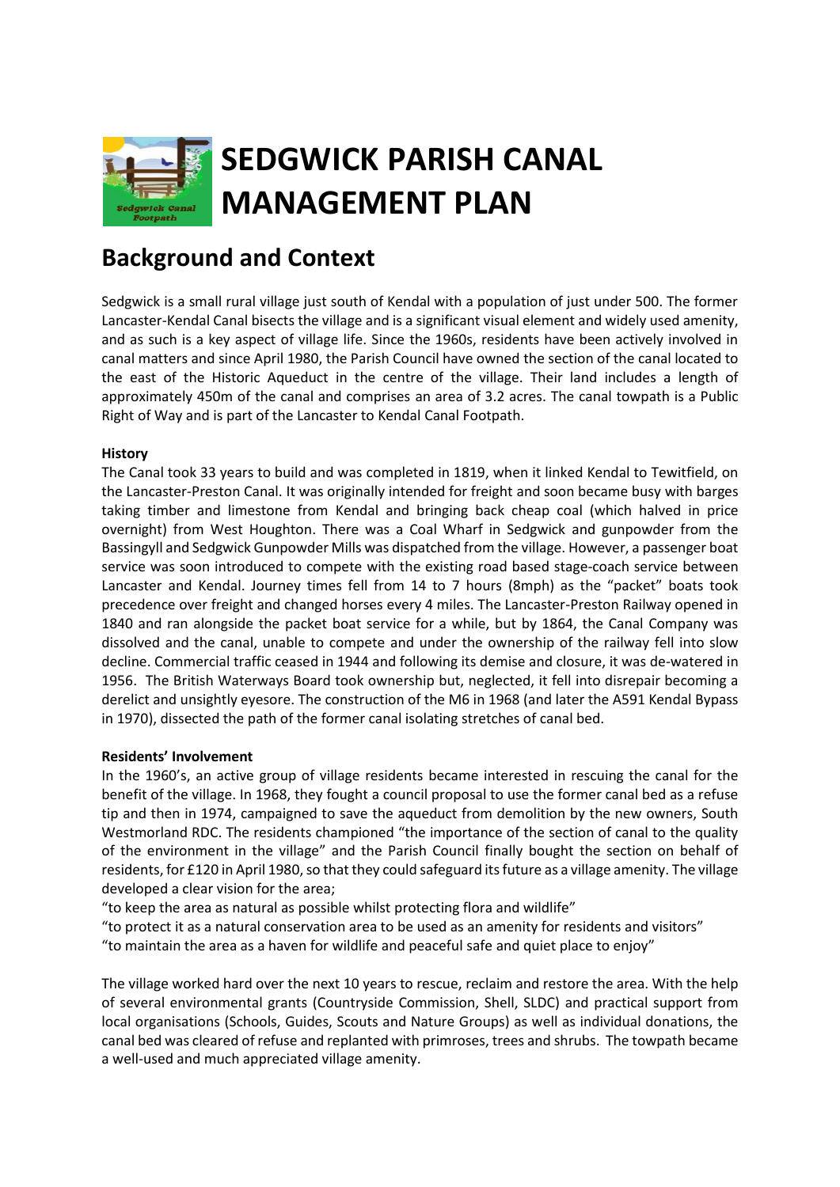# SEDGWICK PARISH CANAL MANAGEMENT PLAN

## Background and Context

Sedgwick is a small rural village just south of Kendal with a population of just under 500. The former Lancaster-Kendal Canal bisects the village and is a significant visual element and widely used amenity, and as such is a key aspect of village life. Since the 1960s, residents have been actively involved in canal matters and since April 1980, the Parish Council have owned the section of the canal located to the east of the Historic Aqueduct in the centre of the village. Their land includes a length of approximately 450m of the canal and comprises an area of 3.2 acres. The canal towpath is a Public Right of Way and is part of the Lancaster to Kendal Canal Footpath.

**History**

The Canal took 33 years to build and was completed in 1819, when it linked Kendal to Tewitfield, on the Lancaster-Preston Canal. It was originally intended for freight and soon became busy with barges taking timber and limestone from Kendal and bringing back cheap coal (which halved in price overnight) from West Houghton. There was a Coal Wharf in Sedgwick and gunpowder from the Bassingyll and Sedgwick Gunpowder Mills was dispatched from the village. However, a passenger boat service was soon introduced to compete with the existing road based stage-coach service between Lancaster and Kendal. Journey times fell from 14 to 7 hours (8mph) as the "packet" boats took precedence over freight and changed horses every 4 miles. The Lancaster-Preston Railway opened in 1840 and ran alongside the packet boat service for a while, but by 1864, the Canal Company was dissolved and the canal, unable to compete and under the ownership of the railway fell into slow decline. Commercial traffic ceased in 1944 and following its demise and closure, it was de-watered in 1956. The British Waterways Board took ownership but, neglected, it fell into disrepair becoming a derelict and unsightly eyesore. The construction of the M6 in 1968 (and later the A591 Kendal Bypass in 1970), dissected the path of the former canal isolating stretches of canal bed.

**Residents' Involvement**

In the 1960's, an active group of village residents became interested in rescuing the canal for the benefit of the village. In 1968, they fought a council proposal to use the former canal bed as a refuse tip and then in 1974, campaigned to save the aqueduct from demolition by the new owners, South Westmorland RDC. The residents championed "the importance of the section of canal to the quality of the environment in the village" and the Parish Council finally bought the section on behalf of residents, for £120 in April 1980, so that they could safeguard its future as a village amenity. The village developed a clear vision for the area;

"to keep the area as natural as possible whilst protecting flora and wildlife"
"to protect it as a natural conservation area to be used as an amenity for residents and visitors"
"to maintain the area as a haven for wildlife and peaceful safe and quiet place to enjoy"

The village worked hard over the next 10 years to rescue, reclaim and restore the area. With the help of several environmental grants (Countryside Commission, Shell, SLDC) and practical support from local organisations (Schools, Guides, Scouts and Nature Groups) as well as individual donations, the canal bed was cleared of refuse and replanted with primroses, trees and shrubs. The towpath became a well-used and much appreciated village amenity.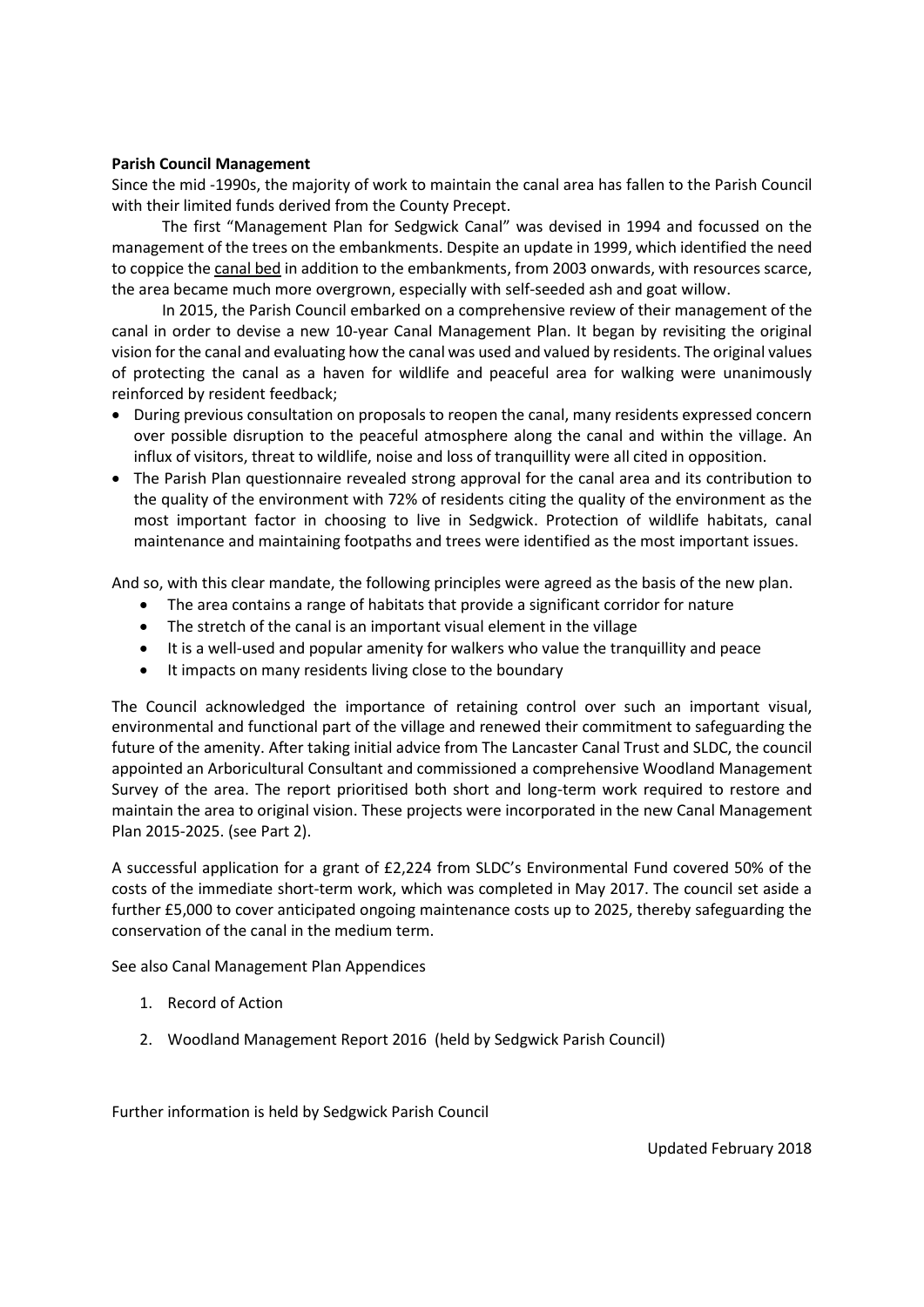**Parish Council Management**

Since the mid -1990s, the majority of work to maintain the canal area has fallen to the Parish Council with their limited funds derived from the County Precept.

The first "Management Plan for Sedgwick Canal" was devised in 1994 and focussed on the management of the trees on the embankments. Despite an update in 1999, which identified the need to coppice the <u>canal bed</u> in addition to the embankments, from 2003 onwards, with resources scarce, the area became much more overgrown, especially with self-seeded ash and goat willow.

In 2015, the Parish Council embarked on a comprehensive review of their management of the canal in order to devise a new 10-year Canal Management Plan. It began by revisiting the original vision for the canal and evaluating how the canal was used and valued by residents. The original values of protecting the canal as a haven for wildlife and peaceful area for walking were unanimously reinforced by resident feedback;

- During previous consultation on proposals to reopen the canal, many residents expressed concern over possible disruption to the peaceful atmosphere along the canal and within the village. An influx of visitors, threat to wildlife, noise and loss of tranquillity were all cited in opposition.
- The Parish Plan questionnaire revealed strong approval for the canal area and its contribution to the quality of the environment with 72% of residents citing the quality of the environment as the most important factor in choosing to live in Sedgwick. Protection of wildlife habitats, canal maintenance and maintaining footpaths and trees were identified as the most important issues.

And so, with this clear mandate, the following principles were agreed as the basis of the new plan.

- The area contains a range of habitats that provide a significant corridor for nature
- The stretch of the canal is an important visual element in the village
- It is a well-used and popular amenity for walkers who value the tranquillity and peace
- It impacts on many residents living close to the boundary

The Council acknowledged the importance of retaining control over such an important visual, environmental and functional part of the village and renewed their commitment to safeguarding the future of the amenity. After taking initial advice from The Lancaster Canal Trust and SLDC, the council appointed an Arboricultural Consultant and commissioned a comprehensive Woodland Management Survey of the area. The report prioritised both short and long-term work required to restore and maintain the area to original vision. These projects were incorporated in the new Canal Management Plan 2015-2025. (see Part 2).

A successful application for a grant of £2,224 from SLDC's Environmental Fund covered 50% of the costs of the immediate short-term work, which was completed in May 2017. The council set aside a further £5,000 to cover anticipated ongoing maintenance costs up to 2025, thereby safeguarding the conservation of the canal in the medium term.

See also Canal Management Plan Appendices

1. Record of Action
2. Woodland Management Report 2016 (held by Sedgwick Parish Council)

Further information is held by Sedgwick Parish Council

Updated February 2018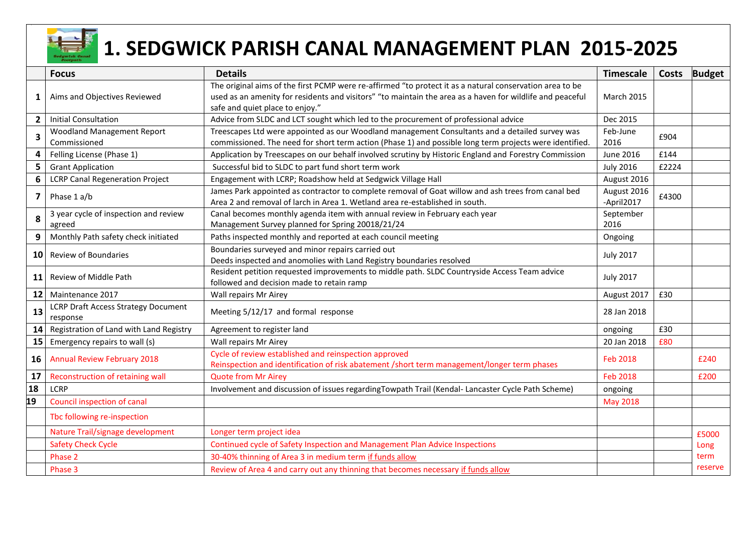# 1. SEDGWICK PARISH CANAL MANAGEMENT PLAN 2015-2025

| | Focus | Details | Timescale | Costs | Budget |
|---|---|---|---|---|---|
| 1 | Aims and Objectives Reviewed | The original aims of the first PCMP were re-affirmed "to protect it as a natural conservation area to be used as an amenity for residents and visitors" "to maintain the area as a haven for wildlife and peaceful safe and quiet place to enjoy." | March 2015 | | |
| 2 | Initial Consultation | Advice from SLDC and LCT sought which led to the procurement of professional advice | Dec 2015 | | |
| 3 | Woodland Management Report Commissioned | Treescapes Ltd were appointed as our Woodland management Consultants and a detailed survey was commissioned. The need for short term action (Phase 1) and possible long term projects were identified. | Feb-June 2016 | £904 | |
| 4 | Felling License (Phase 1) | Application by Treescapes on our behalf involved scrutiny by Historic England and Forestry Commission | June 2016 | £144 | |
| 5 | Grant Application | Successful bid to SLDC to part fund short term work | July 2016 | £2224 | |
| 6 | LCRP Canal Regeneration Project | Engagement with LCRP; Roadshow held at Sedgwick Village Hall | August 2016 | | |
| 7 | Phase 1 a/b | James Park appointed as contractor to complete removal of Goat willow and ash trees from canal bed Area 2 and removal of larch in Area 1. Wetland area re-established in south. | August 2016 -April2017 | £4300 | |
| 8 | 3 year cycle of inspection and review agreed | Canal becomes monthly agenda item with annual review in February each year<br>Management Survey planned for Spring 20018/21/24 | September 2016 | | |
| 9 | Monthly Path safety check initiated | Paths inspected monthly and reported at each council meeting | Ongoing | | |
| 10 | Review of Boundaries | Boundaries surveyed and minor repairs carried out<br>Deeds inspected and anomolies with Land Registry boundaries resolved | July 2017 | | |
| 11 | Review of Middle Path | Resident petition requested improvements to middle path. SLDC Countryside Access Team advice followed and decision made to retain ramp | July 2017 | | |
| 12 | Maintenance 2017 | Wall repairs Mr Airey | August 2017 | £30 | |
| 13 | LCRP Draft Access Strategy Document response | Meeting 5/12/17 and formal response | 28 Jan 2018 | | |
| 14 | Registration of Land with Land Registry | Agreement to register land | ongoing | £30 | |
| 15 | Emergency repairs to wall (s) | Wall repairs Mr Airey | 20 Jan 2018 | £80 | |
| 16 | Annual Review February 2018 | Cycle of review established and reinspection approved<br>Reinspection and identification of risk abatement /short term management/longer term phases | Feb 2018 | | £240 |
| 17 | Reconstruction of retaining wall | Quote from Mr Airey | Feb 2018 | | £200 |
| 18 | LCRP | Involvement and discussion of issues regardingTowpath Trail (Kendal- Lancaster Cycle Path Scheme) | ongoing | | |
| 19 | Council inspection of canal | | May 2018 | | |
| | Tbc following re-inspection | | | | |
| | Nature Trail/signage development | Longer term project idea | | | £5000 Long term reserve |
| | Safety Check Cycle | Continued cycle of Safety Inspection and Management Plan Advice Inspections | | | |
| | Phase 2 | 30-40% thinning of Area 3 in medium term if funds allow | | | |
| | Phase 3 | Review of Area 4 and carry out any thinning that becomes necessary if funds allow | | | |